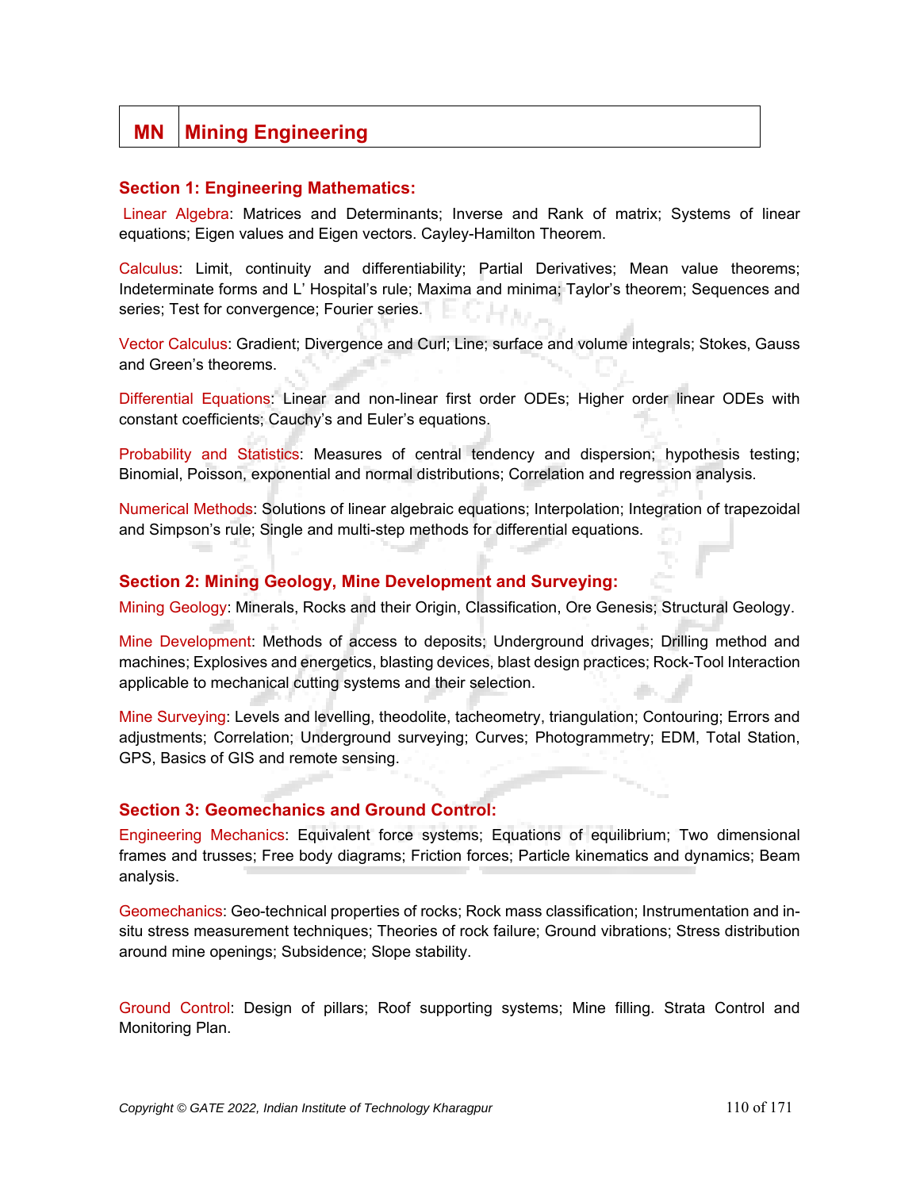# MN Mining Engineering

## Section 1: Engineering Mathematics:

Linear Algebra: Matrices and Determinants; Inverse and Rank of matrix; Systems of linear equations; Eigen values and Eigen vectors. Cayley-Hamilton Theorem.

Calculus: Limit, continuity and differentiability; Partial Derivatives; Mean value theorems; Indeterminate forms and L' Hospital's rule; Maxima and minima; Taylor's theorem; Sequences and series; Test for convergence; Fourier series.

Vector Calculus: Gradient; Divergence and Curl; Line; surface and volume integrals; Stokes, Gauss and Green's theorems.

Differential Equations: Linear and non-linear first order ODEs; Higher order linear ODEs with constant coefficients; Cauchy's and Euler's equations.

Probability and Statistics: Measures of central tendency and dispersion; hypothesis testing; Binomial, Poisson, exponential and normal distributions; Correlation and regression analysis.

Numerical Methods: Solutions of linear algebraic equations; Interpolation; Integration of trapezoidal and Simpson's rule; Single and multi-step methods for differential equations.

## Section 2: Mining Geology, Mine Development and Surveying:

Mining Geology: Minerals, Rocks and their Origin, Classification, Ore Genesis; Structural Geology.

Mine Development: Methods of access to deposits; Underground drivages; Drilling method and machines; Explosives and energetics, blasting devices, blast design practices; Rock-Tool Interaction applicable to mechanical cutting systems and their selection.

Mine Surveying: Levels and levelling, theodolite, tacheometry, triangulation; Contouring; Errors and adjustments; Correlation; Underground surveying; Curves; Photogrammetry; EDM, Total Station, GPS, Basics of GIS and remote sensing.

## Section 3: Geomechanics and Ground Control:

Engineering Mechanics: Equivalent force systems; Equations of equilibrium; Two dimensional frames and trusses; Free body diagrams; Friction forces; Particle kinematics and dynamics; Beam analysis.

Geomechanics: Geo-technical properties of rocks; Rock mass classification; Instrumentation and in-situ stress measurement techniques; Theories of rock failure; Ground vibrations; Stress distribution around mine openings; Subsidence; Slope stability.

Ground Control: Design of pillars; Roof supporting systems; Mine filling. Strata Control and Monitoring Plan.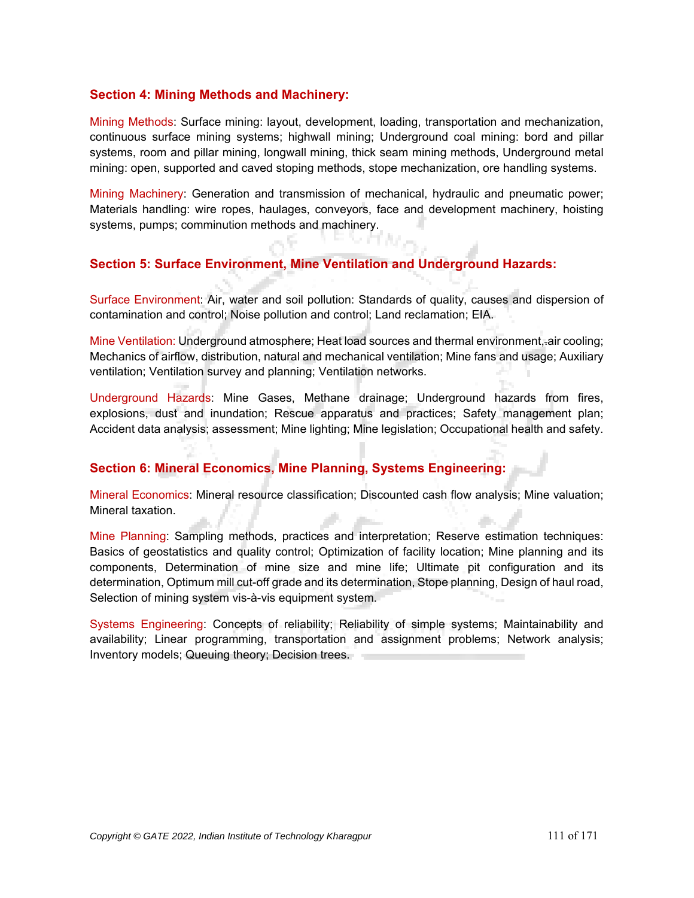## Section 4: Mining Methods and Machinery:

Mining Methods: Surface mining: layout, development, loading, transportation and mechanization, continuous surface mining systems; highwall mining; Underground coal mining: bord and pillar systems, room and pillar mining, longwall mining, thick seam mining methods, Underground metal mining: open, supported and caved stoping methods, stope mechanization, ore handling systems.

Mining Machinery: Generation and transmission of mechanical, hydraulic and pneumatic power; Materials handling: wire ropes, haulages, conveyors, face and development machinery, hoisting systems, pumps; comminution methods and machinery.

## Section 5: Surface Environment, Mine Ventilation and Underground Hazards:

Surface Environment: Air, water and soil pollution: Standards of quality, causes and dispersion of contamination and control; Noise pollution and control; Land reclamation; EIA.

Mine Ventilation: Underground atmosphere; Heat load sources and thermal environment, air cooling; Mechanics of airflow, distribution, natural and mechanical ventilation; Mine fans and usage; Auxiliary ventilation; Ventilation survey and planning; Ventilation networks.

Underground Hazards: Mine Gases, Methane drainage; Underground hazards from fires, explosions, dust and inundation; Rescue apparatus and practices; Safety management plan; Accident data analysis; assessment; Mine lighting; Mine legislation; Occupational health and safety.

## Section 6: Mineral Economics, Mine Planning, Systems Engineering:

Mineral Economics: Mineral resource classification; Discounted cash flow analysis; Mine valuation; Mineral taxation.

Mine Planning: Sampling methods, practices and interpretation; Reserve estimation techniques: Basics of geostatistics and quality control; Optimization of facility location; Mine planning and its components, Determination of mine size and mine life; Ultimate pit configuration and its determination, Optimum mill cut-off grade and its determination, Stope planning, Design of haul road, Selection of mining system vis-à-vis equipment system.

Systems Engineering: Concepts of reliability; Reliability of simple systems; Maintainability and availability; Linear programming, transportation and assignment problems; Network analysis; Inventory models; Queuing theory; Decision trees.